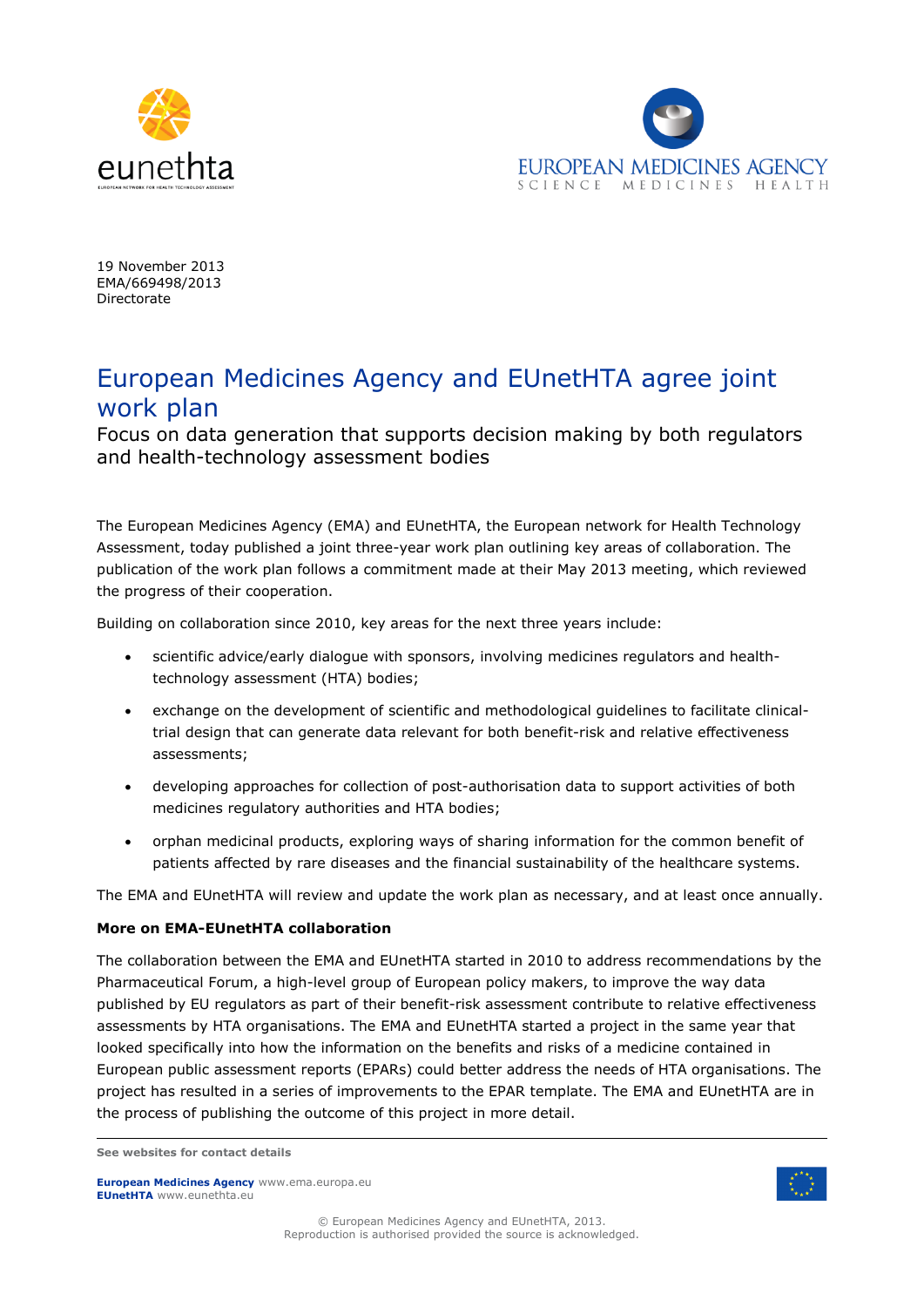19 November 2013
EMA/669498/2013
Directorate

# European Medicines Agency and EUnetHTA agree joint work plan

## Focus on data generation that supports decision making by both regulators and health-technology assessment bodies

The European Medicines Agency (EMA) and EUnetHTA, the European network for Health Technology Assessment, today published a joint three-year work plan outlining key areas of collaboration. The publication of the work plan follows a commitment made at their May 2013 meeting, which reviewed the progress of their cooperation.

Building on collaboration since 2010, key areas for the next three years include:

- scientific advice/early dialogue with sponsors, involving medicines regulators and health-technology assessment (HTA) bodies;
- exchange on the development of scientific and methodological guidelines to facilitate clinical-trial design that can generate data relevant for both benefit-risk and relative effectiveness assessments;
- developing approaches for collection of post-authorisation data to support activities of both medicines regulatory authorities and HTA bodies;
- orphan medicinal products, exploring ways of sharing information for the common benefit of patients affected by rare diseases and the financial sustainability of the healthcare systems.

The EMA and EUnetHTA will review and update the work plan as necessary, and at least once annually.

**More on EMA-EUnetHTA collaboration**

The collaboration between the EMA and EUnetHTA started in 2010 to address recommendations by the Pharmaceutical Forum, a high-level group of European policy makers, to improve the way data published by EU regulators as part of their benefit-risk assessment contribute to relative effectiveness assessments by HTA organisations. The EMA and EUnetHTA started a project in the same year that looked specifically into how the information on the benefits and risks of a medicine contained in European public assessment reports (EPARs) could better address the needs of HTA organisations. The project has resulted in a series of improvements to the EPAR template. The EMA and EUnetHTA are in the process of publishing the outcome of this project in more detail.

**See websites for contact details**

**European Medicines Agency** www.ema.europa.eu
**EUnetHTA** www.eunethta.eu

© European Medicines Agency and EUnetHTA, 2013.
Reproduction is authorised provided the source is acknowledged.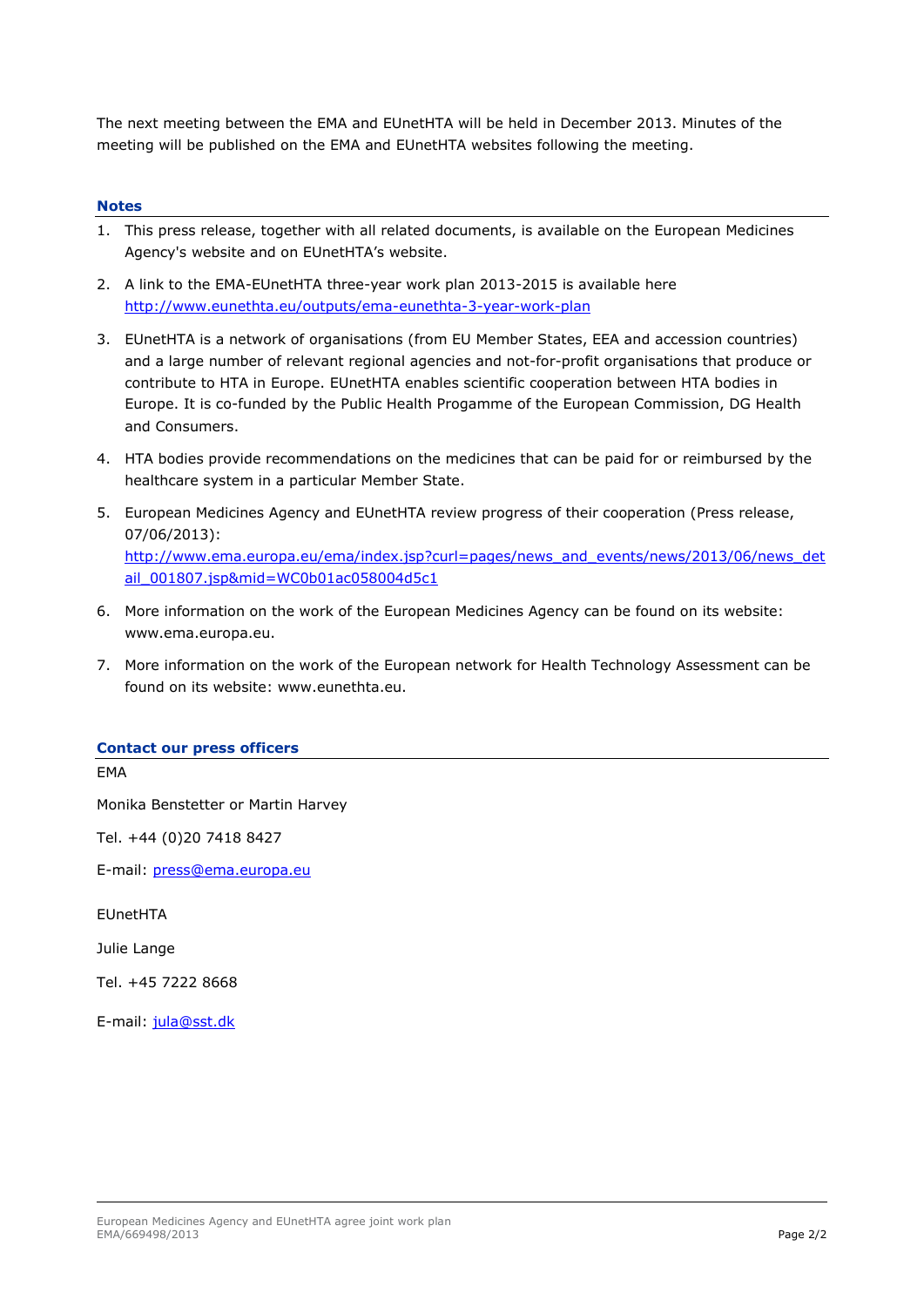The next meeting between the EMA and EUnetHTA will be held in December 2013. Minutes of the meeting will be published on the EMA and EUnetHTA websites following the meeting.

## Notes

1. This press release, together with all related documents, is available on the European Medicines Agency's website and on EUnetHTA's website.
2. A link to the EMA-EUnetHTA three-year work plan 2013-2015 is available here http://www.eunethta.eu/outputs/ema-eunethta-3-year-work-plan
3. EUnetHTA is a network of organisations (from EU Member States, EEA and accession countries) and a large number of relevant regional agencies and not-for-profit organisations that produce or contribute to HTA in Europe. EUnetHTA enables scientific cooperation between HTA bodies in Europe. It is co-funded by the Public Health Progamme of the European Commission, DG Health and Consumers.
4. HTA bodies provide recommendations on the medicines that can be paid for or reimbursed by the healthcare system in a particular Member State.
5. European Medicines Agency and EUnetHTA review progress of their cooperation (Press release, 07/06/2013): http://www.ema.europa.eu/ema/index.jsp?curl=pages/news_and_events/news/2013/06/news_detail_001807.jsp&mid=WC0b01ac058004d5c1
6. More information on the work of the European Medicines Agency can be found on its website: www.ema.europa.eu.
7. More information on the work of the European network for Health Technology Assessment can be found on its website: www.eunethta.eu.

## Contact our press officers

EMA

Monika Benstetter or Martin Harvey

Tel. +44 (0)20 7418 8427

E-mail: press@ema.europa.eu

EUnetHTA

Julie Lange

Tel. +45 7222 8668

E-mail: jula@sst.dk